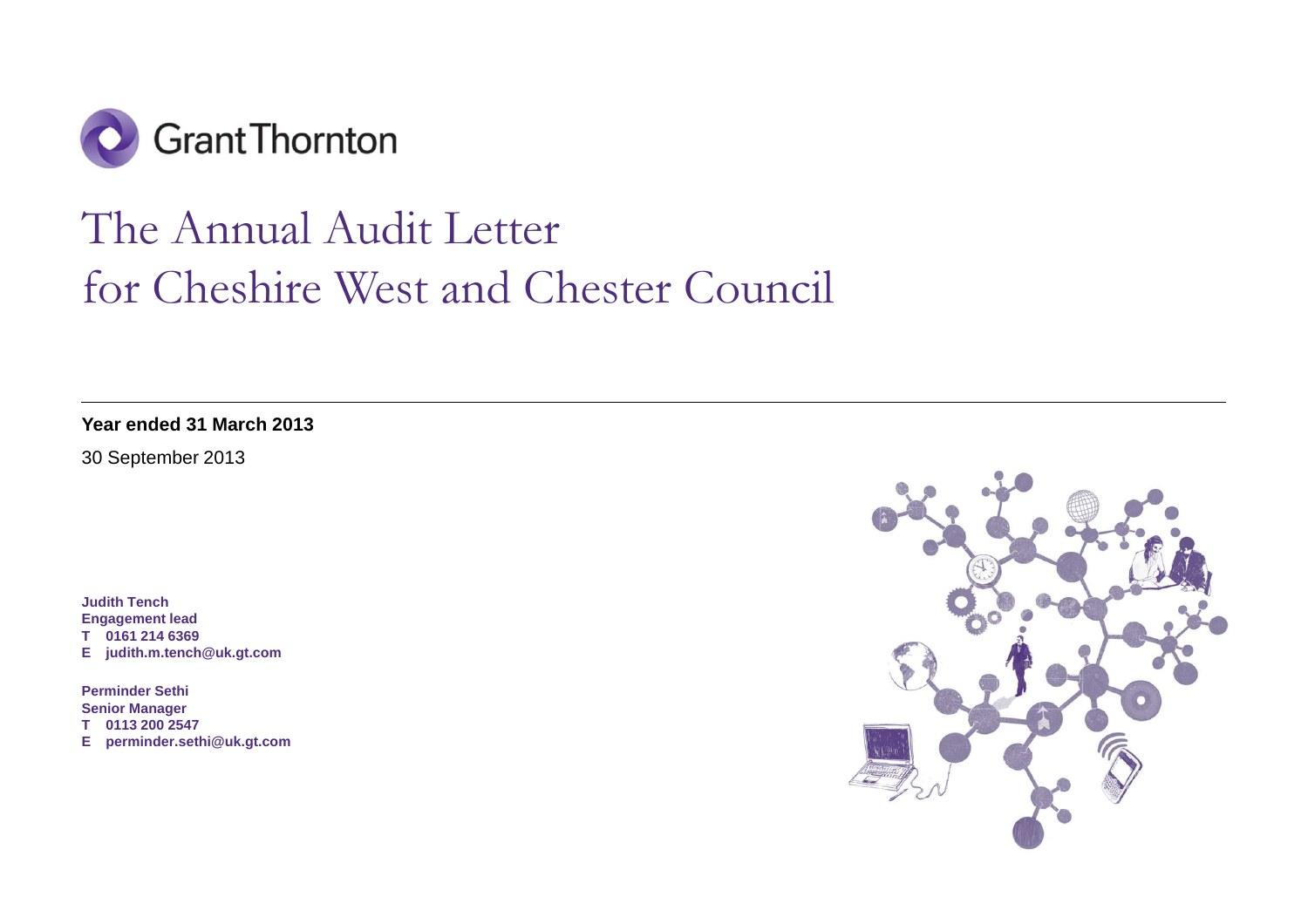Grant Thornton

# The Annual Audit Letter for Cheshire West and Chester Council

**Year ended 31 March 2013**

30 September 2013

**Judith Tench**
**Engagement lead**
**T 0161 214 6369**
**E judith.m.tench@uk.gt.com**

**Perminder Sethi**
**Senior Manager**
**T 0113 200 2547**
**E perminder.sethi@uk.gt.com**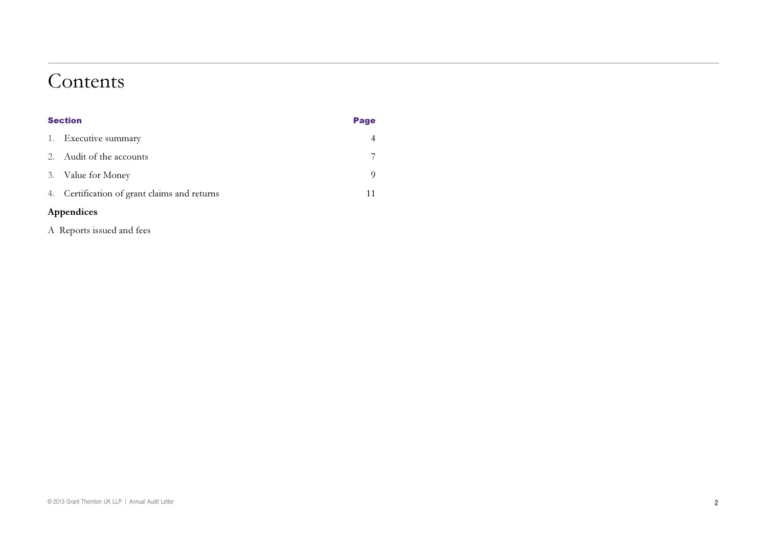# Contents

| Section | Page |
| --- | --- |
| 1. Executive summary | 4 |
| 2. Audit of the accounts | 7 |
| 3. Value for Money | 9 |
| 4. Certification of grant claims and returns | 11 |

**Appendices**

A Reports issued and fees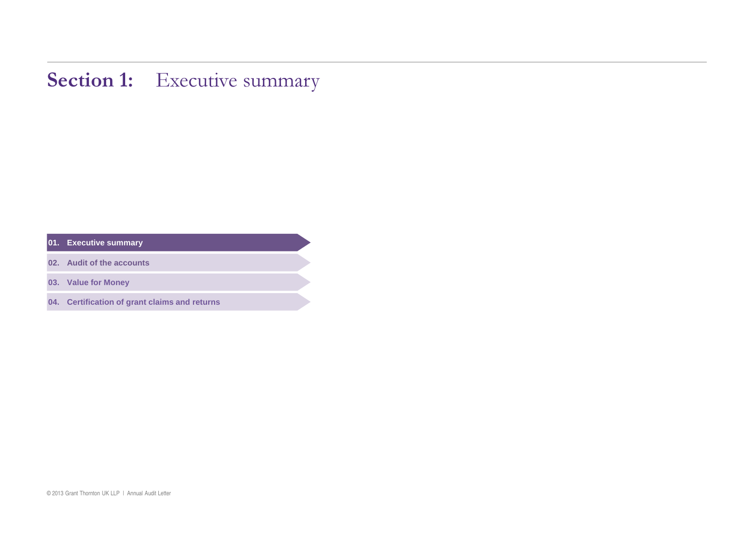# Section 1: Executive summary

01. **Executive summary**

02. Audit of the accounts

03. Value for Money

04. Certification of grant claims and returns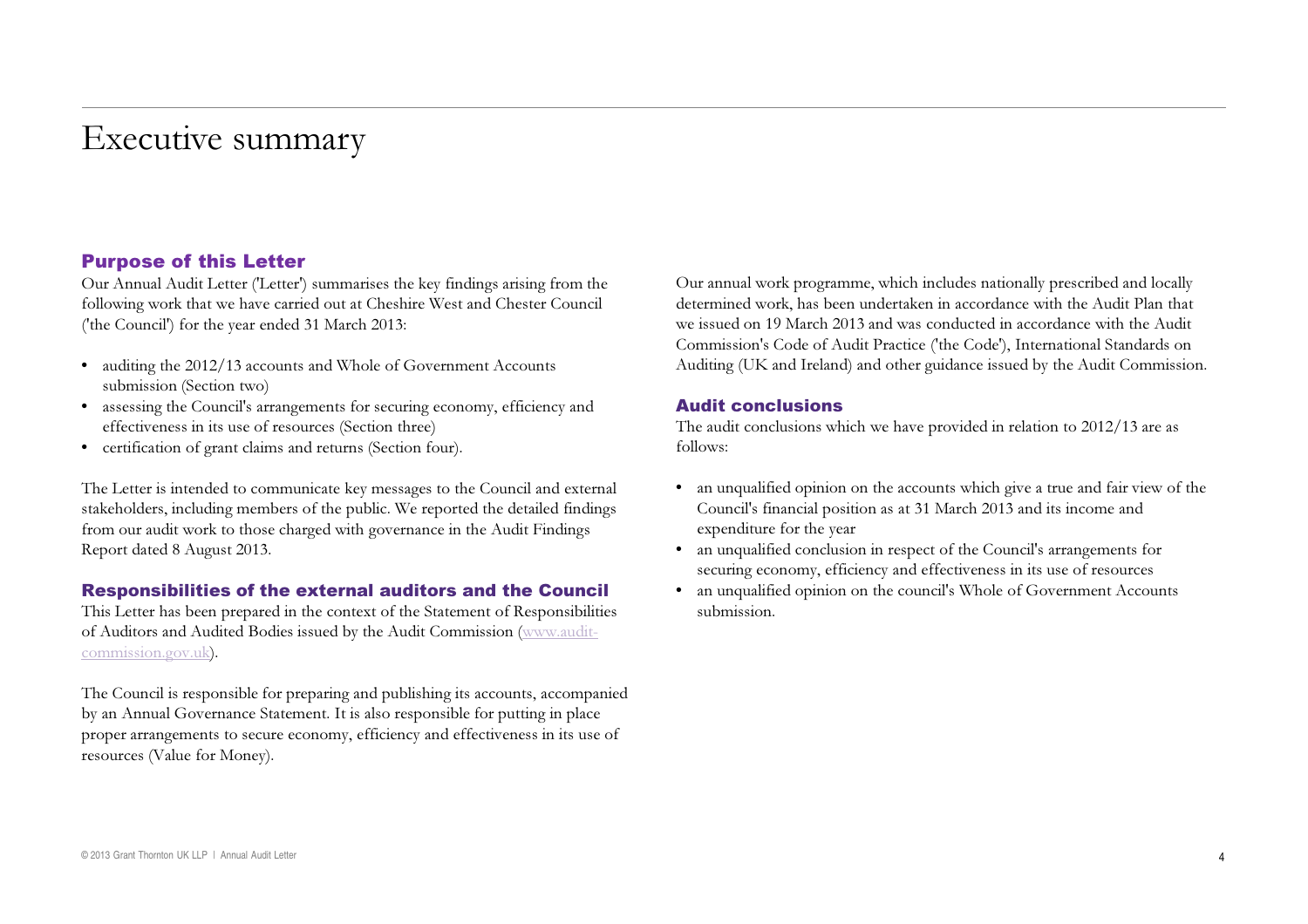# Executive summary

## Purpose of this Letter

Our Annual Audit Letter ('Letter') summarises the key findings arising from the following work that we have carried out at Cheshire West and Chester Council ('the Council') for the year ended 31 March 2013:

- auditing the 2012/13 accounts and Whole of Government Accounts submission (Section two)
- assessing the Council's arrangements for securing economy, efficiency and effectiveness in its use of resources (Section three)
- certification of grant claims and returns (Section four).

The Letter is intended to communicate key messages to the Council and external stakeholders, including members of the public. We reported the detailed findings from our audit work to those charged with governance in the Audit Findings Report dated 8 August 2013.

## Responsibilities of the external auditors and the Council

This Letter has been prepared in the context of the Statement of Responsibilities of Auditors and Audited Bodies issued by the Audit Commission (www.audit-commission.gov.uk).

The Council is responsible for preparing and publishing its accounts, accompanied by an Annual Governance Statement. It is also responsible for putting in place proper arrangements to secure economy, efficiency and effectiveness in its use of resources (Value for Money).

Our annual work programme, which includes nationally prescribed and locally determined work, has been undertaken in accordance with the Audit Plan that we issued on 19 March 2013 and was conducted in accordance with the Audit Commission's Code of Audit Practice ('the Code'), International Standards on Auditing (UK and Ireland) and other guidance issued by the Audit Commission.

## Audit conclusions

The audit conclusions which we have provided in relation to 2012/13 are as follows:

- an unqualified opinion on the accounts which give a true and fair view of the Council's financial position as at 31 March 2013 and its income and expenditure for the year
- an unqualified conclusion in respect of the Council's arrangements for securing economy, efficiency and effectiveness in its use of resources
- an unqualified opinion on the council's Whole of Government Accounts submission.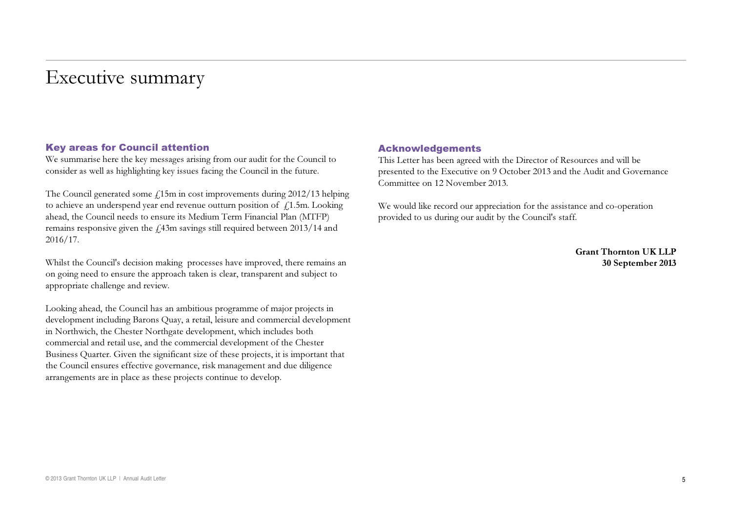# Executive summary

## Key areas for Council attention

We summarise here the key messages arising from our audit for the Council to consider as well as highlighting key issues facing the Council in the future.

The Council generated some £15m in cost improvements during 2012/13 helping to achieve an underspend year end revenue outturn position of £1.5m. Looking ahead, the Council needs to ensure its Medium Term Financial Plan (MTFP) remains responsive given the £43m savings still required between 2013/14 and 2016/17.

Whilst the Council's decision making processes have improved, there remains an on going need to ensure the approach taken is clear, transparent and subject to appropriate challenge and review.

Looking ahead, the Council has an ambitious programme of major projects in development including Barons Quay, a retail, leisure and commercial development in Northwich, the Chester Northgate development, which includes both commercial and retail use, and the commercial development of the Chester Business Quarter. Given the significant size of these projects, it is important that the Council ensures effective governance, risk management and due diligence arrangements are in place as these projects continue to develop.

## Acknowledgements

This Letter has been agreed with the Director of Resources and will be presented to the Executive on 9 October 2013 and the Audit and Governance Committee on 12 November 2013.

We would like record our appreciation for the assistance and co-operation provided to us during our audit by the Council's staff.

**Grant Thornton UK LLP**
**30 September 2013**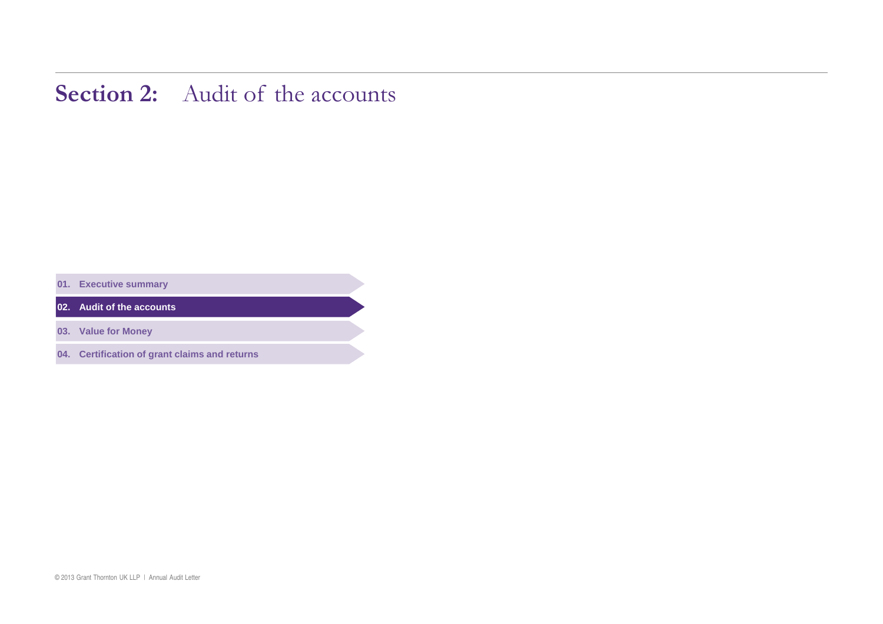# **Section 2:** Audit of the accounts

01. Executive summary

**02. Audit of the accounts**

03. Value for Money

04. Certification of grant claims and returns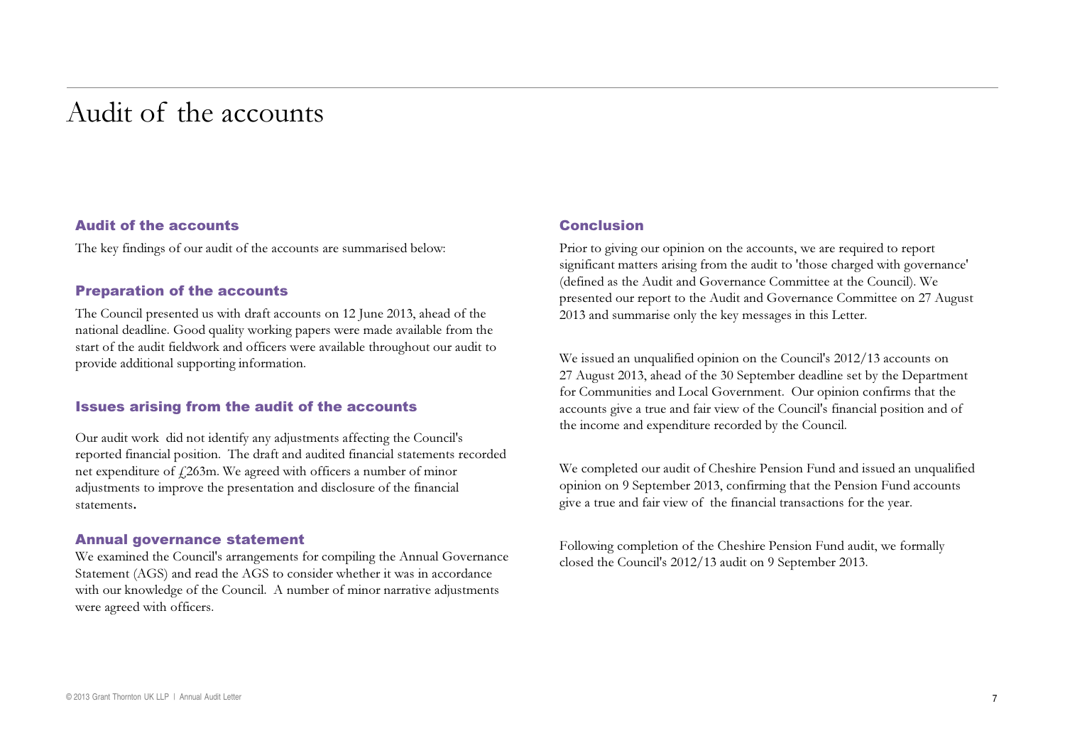# Audit of the accounts

## Audit of the accounts

The key findings of our audit of the accounts are summarised below:

### Preparation of the accounts

The Council presented us with draft accounts on 12 June 2013, ahead of the national deadline. Good quality working papers were made available from the start of the audit fieldwork and officers were available throughout our audit to provide additional supporting information.

### Issues arising from the audit of the accounts

Our audit work did not identify any adjustments affecting the Council's reported financial position. The draft and audited financial statements recorded net expenditure of £263m. We agreed with officers a number of minor adjustments to improve the presentation and disclosure of the financial statements.

### Annual governance statement

We examined the Council's arrangements for compiling the Annual Governance Statement (AGS) and read the AGS to consider whether it was in accordance with our knowledge of the Council. A number of minor narrative adjustments were agreed with officers.

## Conclusion

Prior to giving our opinion on the accounts, we are required to report significant matters arising from the audit to 'those charged with governance' (defined as the Audit and Governance Committee at the Council). We presented our report to the Audit and Governance Committee on 27 August 2013 and summarise only the key messages in this Letter.

We issued an unqualified opinion on the Council's 2012/13 accounts on 27 August 2013, ahead of the 30 September deadline set by the Department for Communities and Local Government. Our opinion confirms that the accounts give a true and fair view of the Council's financial position and of the income and expenditure recorded by the Council.

We completed our audit of Cheshire Pension Fund and issued an unqualified opinion on 9 September 2013, confirming that the Pension Fund accounts give a true and fair view of the financial transactions for the year.

Following completion of the Cheshire Pension Fund audit, we formally closed the Council's 2012/13 audit on 9 September 2013.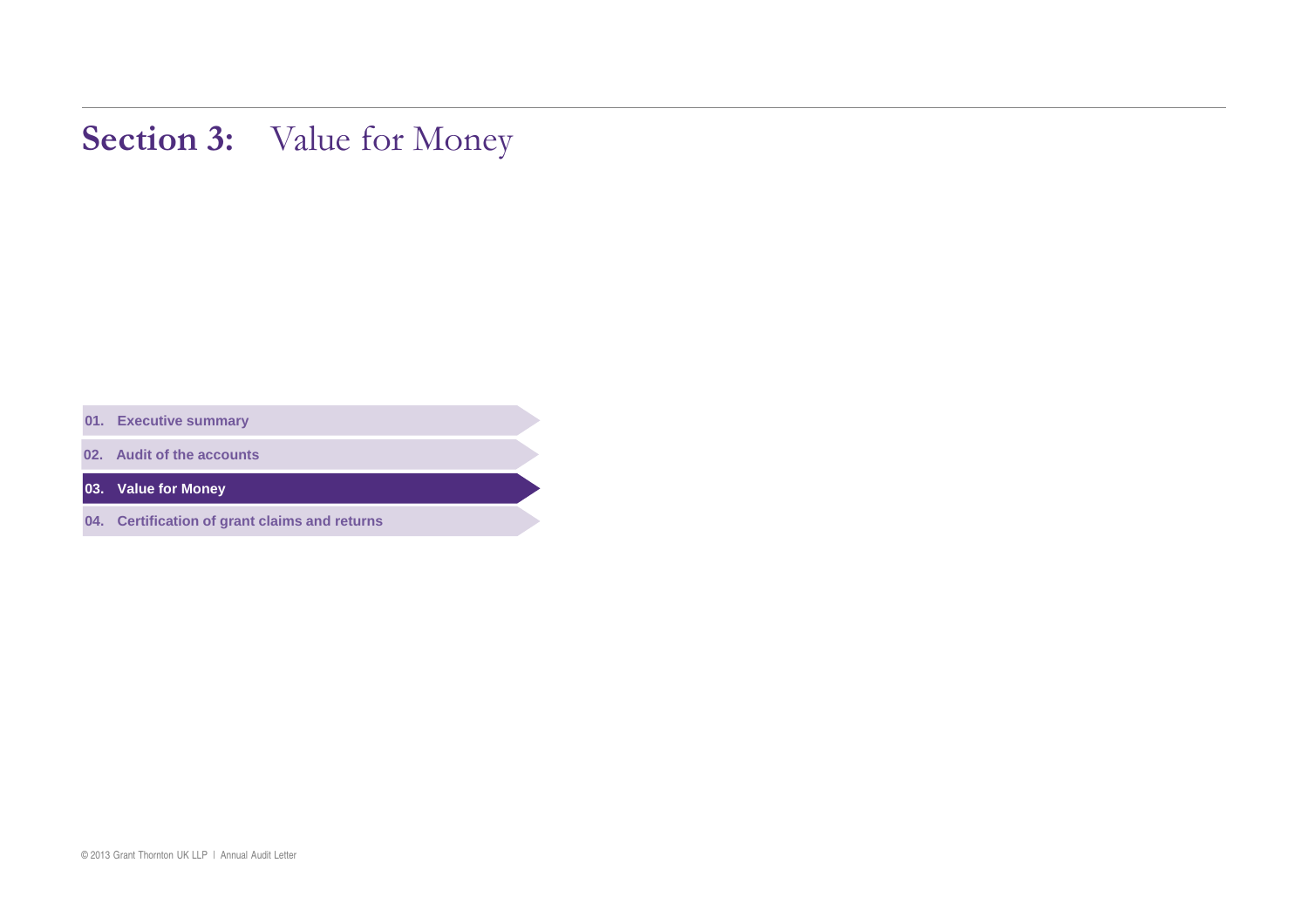# Section 3: Value for Money

- 01. Executive summary
- 02. Audit of the accounts
- **03. Value for Money**
- 04. Certification of grant claims and returns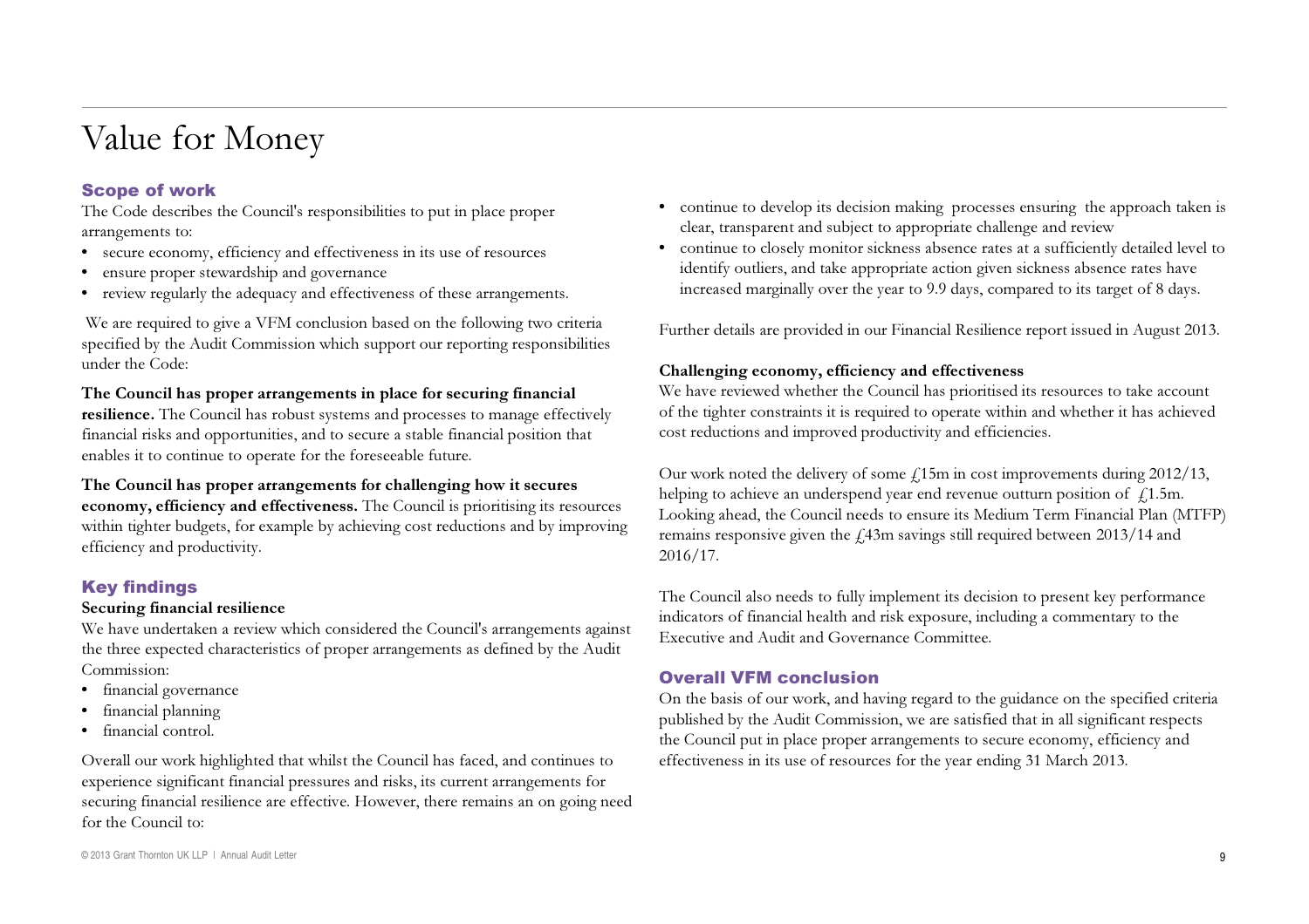# Value for Money

## Scope of work

The Code describes the Council's responsibilities to put in place proper arrangements to:

- secure economy, efficiency and effectiveness in its use of resources
- ensure proper stewardship and governance
- review regularly the adequacy and effectiveness of these arrangements.

We are required to give a VFM conclusion based on the following two criteria specified by the Audit Commission which support our reporting responsibilities under the Code:

**The Council has proper arrangements in place for securing financial resilience.** The Council has robust systems and processes to manage effectively financial risks and opportunities, and to secure a stable financial position that enables it to continue to operate for the foreseeable future.

**The Council has proper arrangements for challenging how it secures economy, efficiency and effectiveness.** The Council is prioritising its resources within tighter budgets, for example by achieving cost reductions and by improving efficiency and productivity.

## Key findings

**Securing financial resilience**

We have undertaken a review which considered the Council's arrangements against the three expected characteristics of proper arrangements as defined by the Audit Commission:

- financial governance
- financial planning
- financial control.

Overall our work highlighted that whilst the Council has faced, and continues to experience significant financial pressures and risks, its current arrangements for securing financial resilience are effective. However, there remains an on going need for the Council to:

- continue to develop its decision making processes ensuring the approach taken is clear, transparent and subject to appropriate challenge and review
- continue to closely monitor sickness absence rates at a sufficiently detailed level to identify outliers, and take appropriate action given sickness absence rates have increased marginally over the year to 9.9 days, compared to its target of 8 days.

Further details are provided in our Financial Resilience report issued in August 2013.

**Challenging economy, efficiency and effectiveness**

We have reviewed whether the Council has prioritised its resources to take account of the tighter constraints it is required to operate within and whether it has achieved cost reductions and improved productivity and efficiencies.

Our work noted the delivery of some £15m in cost improvements during 2012/13, helping to achieve an underspend year end revenue outturn position of £1.5m. Looking ahead, the Council needs to ensure its Medium Term Financial Plan (MTFP) remains responsive given the £43m savings still required between 2013/14 and 2016/17.

The Council also needs to fully implement its decision to present key performance indicators of financial health and risk exposure, including a commentary to the Executive and Audit and Governance Committee.

## Overall VFM conclusion

On the basis of our work, and having regard to the guidance on the specified criteria published by the Audit Commission, we are satisfied that in all significant respects the Council put in place proper arrangements to secure economy, efficiency and effectiveness in its use of resources for the year ending 31 March 2013.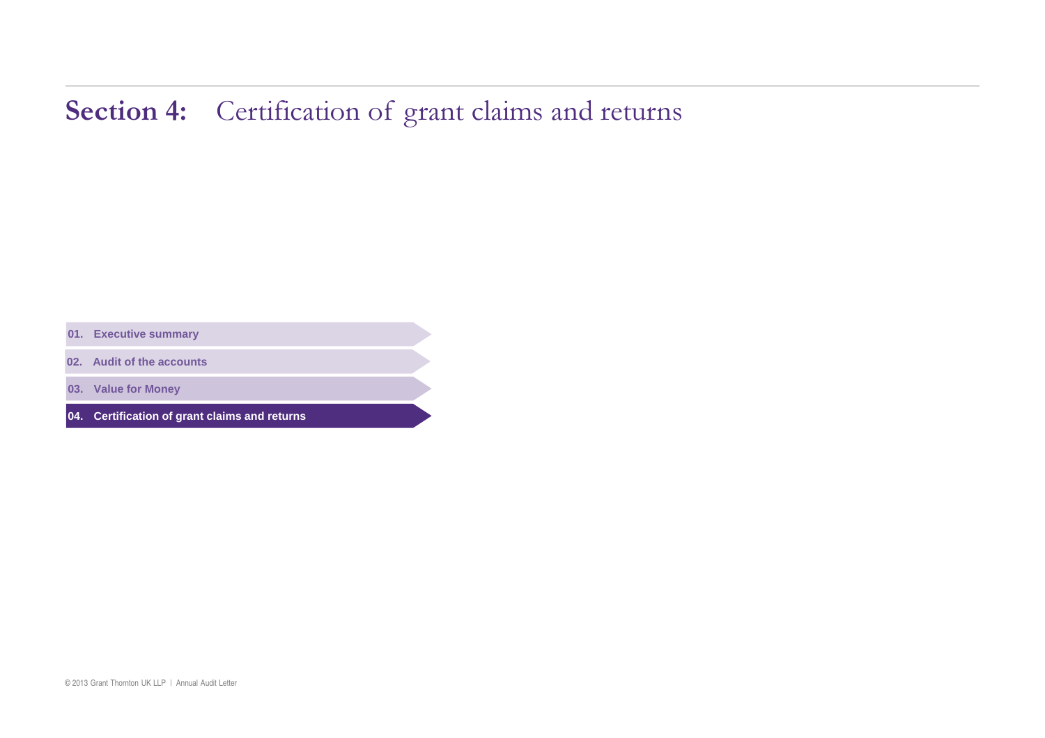# **Section 4:** Certification of grant claims and returns

- **01. Executive summary**
- **02. Audit of the accounts**
- **03. Value for Money**
- **04. Certification of grant claims and returns**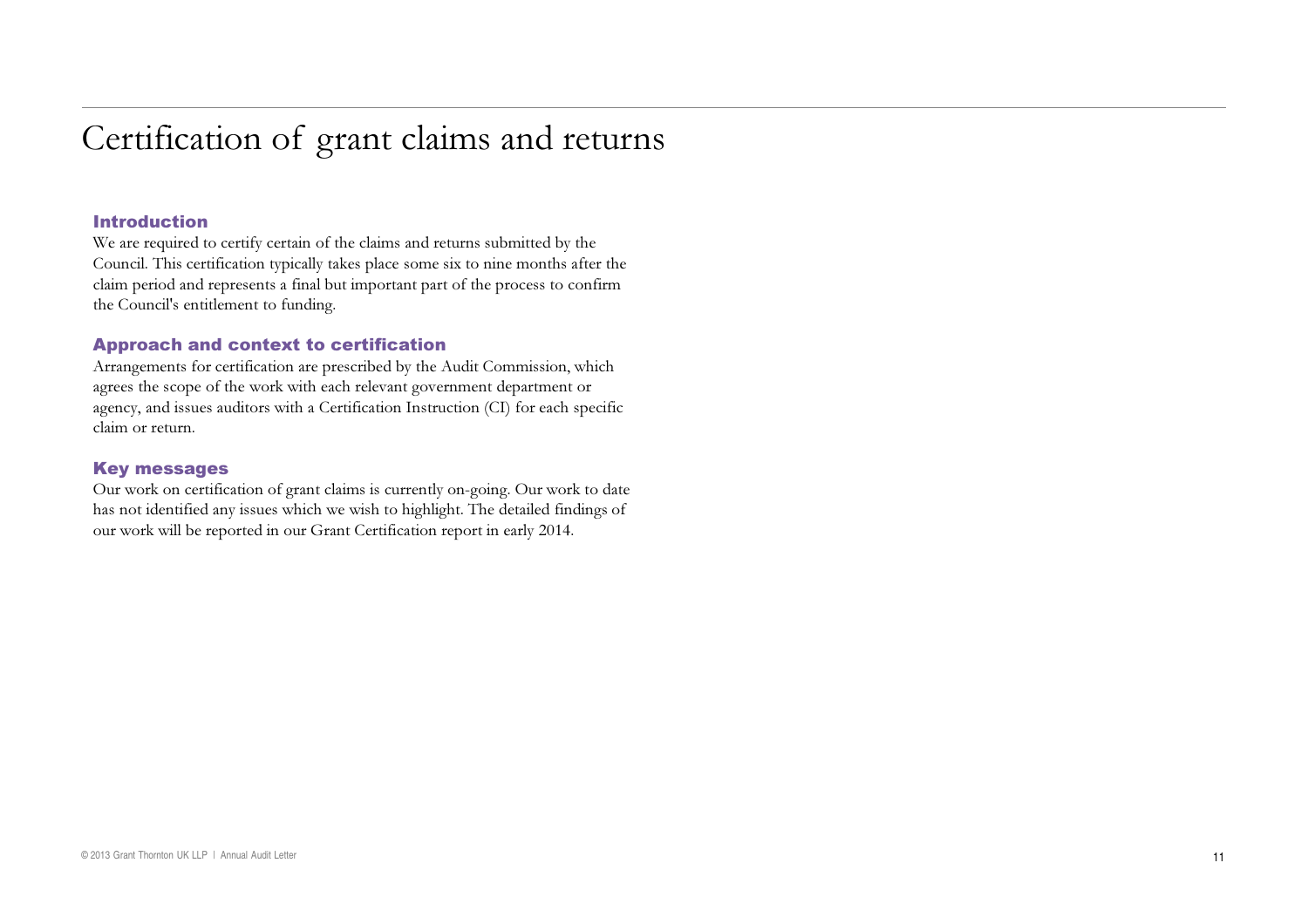# Certification of grant claims and returns

## Introduction

We are required to certify certain of the claims and returns submitted by the Council. This certification typically takes place some six to nine months after the claim period and represents a final but important part of the process to confirm the Council's entitlement to funding.

## Approach and context to certification

Arrangements for certification are prescribed by the Audit Commission, which agrees the scope of the work with each relevant government department or agency, and issues auditors with a Certification Instruction (CI) for each specific claim or return.

## Key messages

Our work on certification of grant claims is currently on-going. Our work to date has not identified any issues which we wish to highlight. The detailed findings of our work will be reported in our Grant Certification report in early 2014.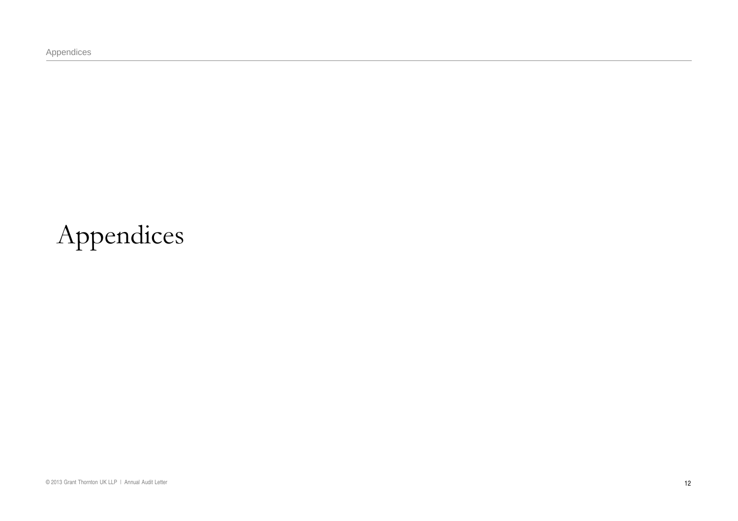# Appendices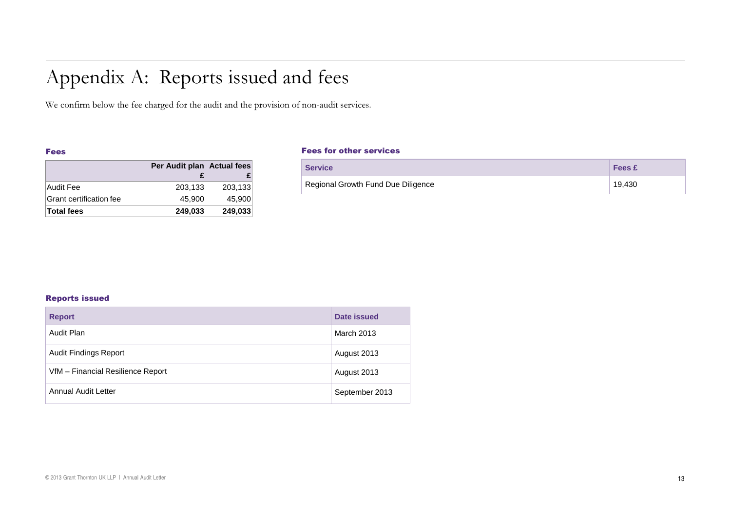# Appendix A: Reports issued and fees

We confirm below the fee charged for the audit and the provision of non-audit services.

### Fees

| | Per Audit plan £ | Actual fees £ |
|---|---|---|
| Audit Fee | 203,133 | 203,133 |
| Grant certification fee | 45,900 | 45,900 |
| **Total fees** | **249,033** | **249,033** |

### Fees for other services

| Service | Fees £ |
|---|---|
| Regional Growth Fund Due Diligence | 19,430 |

### Reports issued

| Report | Date issued |
|---|---|
| Audit Plan | March 2013 |
| Audit Findings Report | August 2013 |
| VfM – Financial Resilience Report | August 2013 |
| Annual Audit Letter | September 2013 |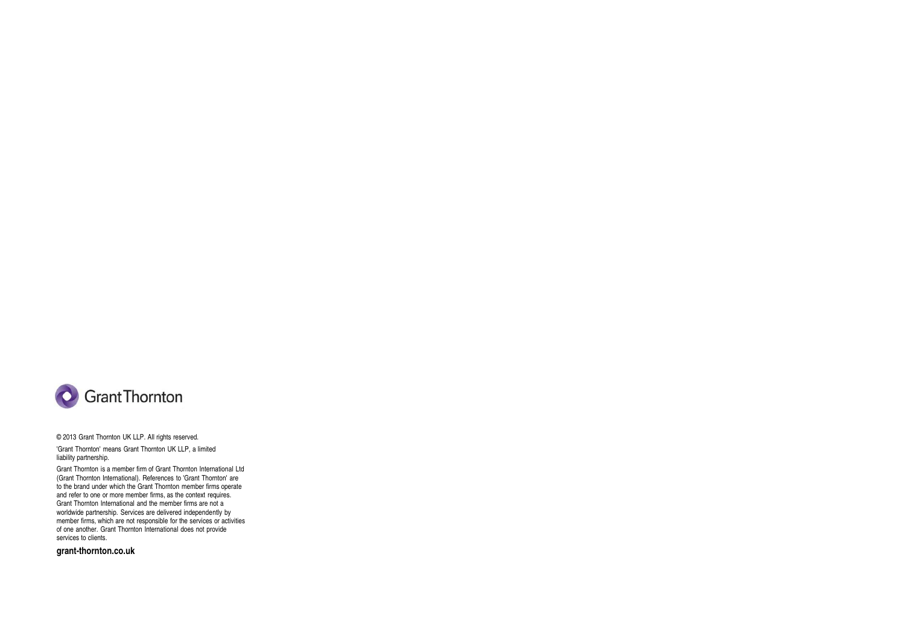Grant Thornton

© 2013 Grant Thornton UK LLP. All rights reserved.

'Grant Thornton' means Grant Thornton UK LLP, a limited liability partnership.

Grant Thornton is a member firm of Grant Thornton International Ltd (Grant Thornton International). References to 'Grant Thornton' are to the brand under which the Grant Thornton member firms operate and refer to one or more member firms, as the context requires. Grant Thornton International and the member firms are not a worldwide partnership. Services are delivered independently by member firms, which are not responsible for the services or activities of one another. Grant Thornton International does not provide services to clients.

**grant-thornton.co.uk**